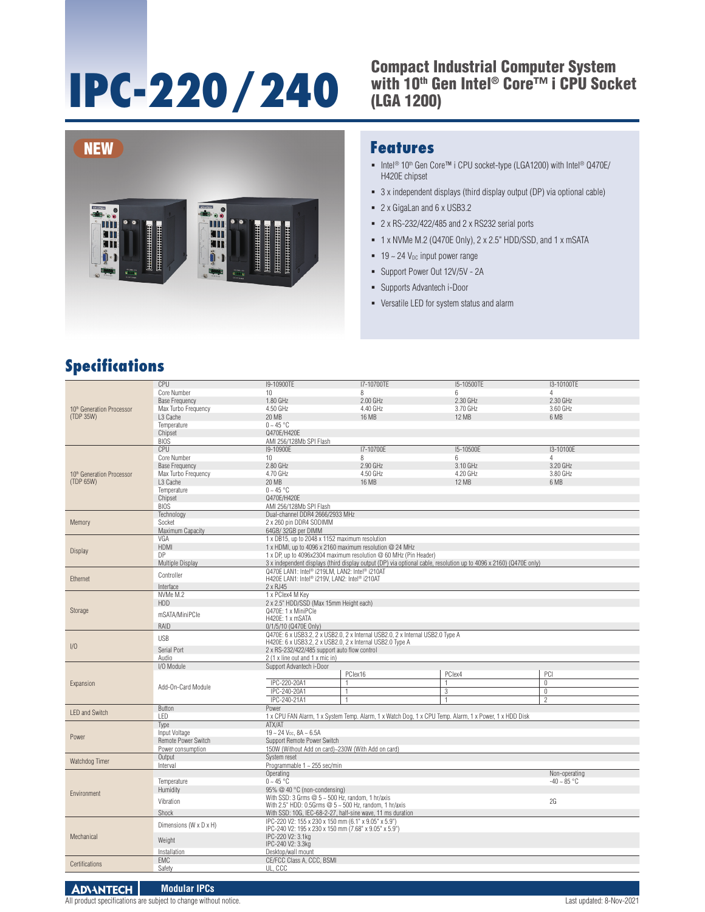# IPC-220 / 240

## Compact Industrial Computer System with 10th Gen Intel® Core™ i CPU Socket (LGA 1200)

NEW

## Features

- Intel® 10th Gen Core™ i CPU socket-type (LGA1200) with Intel® Q470E/ H420E chipset
- 3 x independent displays (third display output (DP) via optional cable)
- 2 x GigaLan and 6 x USB3.2
- 2 x RS-232/422/485 and 2 x RS232 serial ports
- 1 x NVMe M.2 (Q470E Only), 2 x 2.5" HDD/SSD, and 1 x mSATA
- 19 ~ 24 $V_{DC}$ input power range
- Support Power Out 12V/5V - 2A
- Supports Advantech i-Door
- Versatile LED for system status and alarm

## Specifications

| | | | | | |
|---|---|---|---|---|---|
| 10th Generation Processor (TDP 35W) | CPU | I9-10900TE | I7-10700TE | I5-10500TE | I3-10100TE |
| | Core Number | 10 | 8 | 6 | 4 |
| | Base Frequency | 1.80 GHz | 2.00 GHz | 2.30 GHz | 2.30 GHz |
| | Max Turbo Frequency | 4.50 GHz | 4.40 GHz | 3.70 GHz | 3.60 GHz |
| | L3 Cache | 20 MB | 16 MB | 12 MB | 6 MB |
| | Temperature | 0 ~ 45 °C | | | |
| | Chipset | Q470E/H420E | | | |
| | BIOS | AMI 256/128Mb SPI Flash | | | |
| 10th Generation Processor (TDP 65W) | CPU | I9-10900E | I7-10700E | I5-10500E | I3-10100E |
| | Core Number | 10 | 8 | 6 | 4 |
| | Base Frequency | 2.80 GHz | 2.90 GHz | 3.10 GHz | 3.20 GHz |
| | Max Turbo Frequency | 4.70 GHz | 4.50 GHz | 4.20 GHz | 3.80 GHz |
| | L3 Cache | 20 MB | 16 MB | 12 MB | 6 MB |
| | Temperature | 0 ~ 45 °C | | | |
| | Chipset | Q470E/H420E | | | |
| | BIOS | AMI 256/128Mb SPI Flash | | | |
| Memory | Technology | Dual-channel DDR4 2666/2933 MHz | | | |
| | Socket | 2 x 260 pin DDR4 SODIMM | | | |
| | Maximum Capacity | 64GB/ 32GB per DIMM | | | |
| Display | VGA | 1 x DB15, up to 2048 x 1152 maximum resolution | | | |
| | HDMI | 1 x HDMI, up to 4096 x 2160 maximum resolution @ 24 MHz | | | |
| | DP | 1 x DP, up to 4096x2304 maximum resolution @ 60 MHz (Pin Header) | | | |
| | Multiple Display | 3 x independent displays (third display output (DP) via optional cable, resolution up to 4096 x 2160) (Q470E only) | | | |
| Ethernet | Controller | Q470E LAN1: Intel® i219LM, LAN2: Intel® i210AT<br>H420E LAN1: Intel® i219V, LAN2: Intel® i210AT | | | |
| | Interface | 2 x RJ45 | | | |
| Storage | NVMe M.2 | 1 x PCIex4 M Key | | | |
| | HDD | 2 x 2.5" HDD/SSD (Max 15mm Height each) | | | |
| | mSATA/MiniPCIe | Q470E: 1 x MiniPCIe<br>H420E: 1 x mSATA | | | |
| | RAID | 0/1/5/10 (Q470E Only) | | | |
| I/O | USB | Q470E: 6 x USB3.2, 2 x USB2.0, 2 x Internal USB2.0, 2 x Internal USB2.0 Type A<br>H420E: 6 x USB3.2, 2 x USB2.0, 2 x Internal USB2.0 Type A | | | |
| | Serial Port | 2 x RS-232/422/485 support auto flow control | | | |
| | Audio | 2 (1 x line out and 1 x mic in) | | | |
| Expansion | I/O Module | Support Advantech i-Door | | | |
| | Add-On-Card Module | | PCIex16 | PCIex4 | PCI |
| | | IPC-220-20A1 | 1 | 1 | 0 |
| | | IPC-240-20A1 | 1 | 3 | 0 |
| | | IPC-240-21A1 | 1 | 1 | 2 |
| LED and Switch | Button | Power | | | |
| | LED | 1 x CPU FAN Alarm, 1 x System Temp. Alarm, 1 x Watch Dog, 1 x CPU Temp. Alarm, 1 x Power, 1 x HDD Disk | | | |
| Power | Type | ATX/AT | | | |
| | Input Voltage | 19 ~ 24 $V_{DC}$, 8A ~ 6.5A | | | |
| | Remote Power Switch | Support Remote Power Switch | | | |
| | Power consumption | 150W (Without Add on card)~230W (With Add on card) | | | |
| Watchdog Timer | Output | System reset | | | |
| | Interval | Programmable 1 ~ 255 sec/min | | | |
| Environment | Temperature | Operating<br>0 ~ 45 °C | | | Non-operating<br>-40 ~ 85 °C |
| | Humidity | 95% @ 40 °C (non-condensing) | | | |
| | Vibration | With SSD: 3 Grms @ 5 ~ 500 Hz, random, 1 hr/axis<br>With 2.5" HDD: 0.5Grms @ 5 ~ 500 Hz, random, 1 hr/axis | | | 2G |
| | Shock | With SSD: 10G, IEC-68-2-27, half-sine wave, 11 ms duration | | | |
| Mechanical | Dimensions (W x D x H) | IPC-220 V2: 155 x 230 x 150 mm (6.1" x 9.05" x 5.9")<br>IPC-240 V2: 195 x 230 x 150 mm (7.68" x 9.05" x 5.9") | | | |
| | Weight | IPC-220 V2: 3.1kg<br>IPC-240 V2: 3.3kg | | | |
| | Installation | Desktop/wall mount | | | |
| Certifications | EMC | CE/FCC Class A, CCC, BSMI | | | |
| | Safety | UL, CCC | | | |

ADVANTECH | Modular IPCs

All product specifications are subject to change without notice.

Last updated: 8-Nov-2021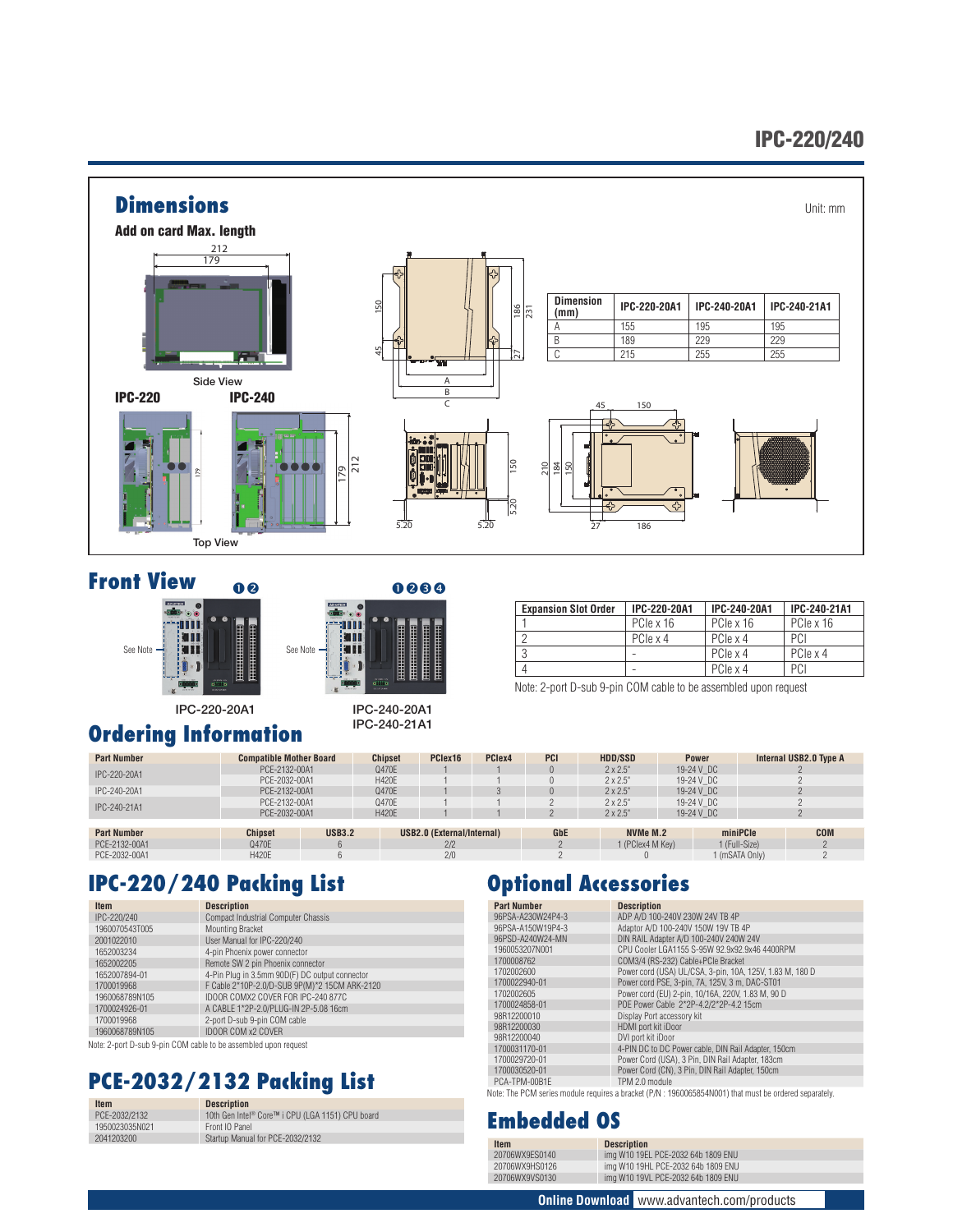## Dimensions

Unit: mm

Add on card Max. length

212
179

Side View

IPC-220 IPC-240

179
179 212

Top View

150 45 186 231 27

A
B
C

| Dimension (mm) | IPC-220-20A1 | IPC-240-20A1 | IPC-240-21A1 |
|---|---|---|---|
| A | 155 | 195 | 195 |
| B | 189 | 229 | 229 |
| C | 215 | 255 | 255 |

150 5.20 5.20 5.20

45 150 210 184 150 27 186

## Front View

❶❷ ❶❷❸❹

See Note See Note

IPC-220-20A1

IPC-240-20A1
IPC-240-21A1

| Expansion Slot Order | IPC-220-20A1 | IPC-240-20A1 | IPC-240-21A1 |
|---|---|---|---|
| 1 | PCIe x 16 | PCIe x 16 | PCIe x 16 |
| 2 | PCIe x 4 | PCIe x 4 | PCI |
| 3 | - | PCIe x 4 | PCIe x 4 |
| 4 | - | PCIe x 4 | PCI |

Note: 2-port D-sub 9-pin COM cable to be assembled upon request

## Ordering Information

| Part Number | Compatible Mother Board | Chipset | PCIex16 | PCIex4 | PCI | HDD/SSD | Power | Internal USB2.0 Type A |
|---|---|---|---|---|---|---|---|---|
| IPC-220-20A1 | PCE-2132-00A1 | Q470E | 1 | 1 | 0 | 2 x 2.5" | 19-24 V_DC | 2 |
| | PCE-2032-00A1 | H420E | 1 | 1 | 0 | 2 x 2.5" | 19-24 V_DC | 2 |
| IPC-240-20A1 | PCE-2132-00A1 | Q470E | 1 | 3 | 0 | 2 x 2.5" | 19-24 V_DC | 2 |
| IPC-240-21A1 | PCE-2132-00A1 | Q470E | 1 | 1 | 2 | 2 x 2.5" | 19-24 V_DC | 2 |
| | PCE-2032-00A1 | H420E | 1 | 1 | 2 | 2 x 2.5" | 19-24 V_DC | 2 |

| Part Number | Chipset | USB3.2 | USB2.0 (External/Internal) | GbE | NVMe M.2 | miniPCIe | COM |
|---|---|---|---|---|---|---|---|
| PCE-2132-00A1 | Q470E | 6 | 2/2 | 2 | 1 (PCIex4 M Key) | 1 (Full-Size) | 2 |
| PCE-2032-00A1 | H420E | 6 | 2/0 | 2 | 0 | 1 (mSATA Only) | 2 |

## IPC-220/240 Packing List

| Item | Description |
|---|---|
| IPC-220/240 | Compact Industrial Computer Chassis |
| 1960070543T005 | Mounting Bracket |
| 2001022010 | User Manual for IPC-220/240 |
| 1652003234 | 4-pin Phoenix power connector |
| 1652002205 | Remote SW 2 pin Phoenix connector |
| 1652007894-01 | 4-Pin Plug in 3.5mm 90D(F) DC output connector |
| 1700019968 | F Cable 2*10P-2.0/D-SUB 9P(M)*2 15CM ARK-2120 |
| 1960068789N105 | IDOOR COMX2 COVER FOR IPC-240 877C |
| 1700024926-01 | A CABLE 1*2P-2.0/PLUG-IN 2P-5.08 16cm |
| 1700019968 | 2-port D-sub 9-pin COM cable |
| 1960068789N105 | IDOOR COM x2 COVER |

Note: 2-port D-sub 9-pin COM cable to be assembled upon request

## PCE-2032/2132 Packing List

| Item | Description |
|---|---|
| PCE-2032/2132 | 10th Gen Intel® Core™ i CPU (LGA 1151) CPU board |
| 1950023035N021 | Front IO Panel |
| 2041203200 | Startup Manual for PCE-2032/2132 |

## Optional Accessories

| Part Number | Description |
|---|---|
| 96PSA-A230W24P4-3 | ADP A/D 100-240V 230W 24V TB 4P |
| 96PSA-A150W19P4-3 | Adaptor A/D 100-240V 150W 19V TB 4P |
| 96PSD-A240W24-MN | DIN RAIL Adapter A/D 100-240V 240W 24V |
| 1960053207N001 | CPU Cooler LGA1155 S-95W 92.9x92.9x46 4400RPM |
| 1700008762 | COM3/4 (RS-232) Cable+PCIe Bracket |
| 1702002600 | Power cord (USA) UL/CSA, 3-pin, 10A, 125V, 1.83 M, 180 D |
| 1700022940-01 | Power cord PSE, 3-pin, 7A, 125V, 3 m, DAC-ST01 |
| 1702002605 | Power cord (EU) 2-pin, 10/16A, 220V, 1.83 M, 90 D |
| 1700024858-01 | POE Power Cable 2*2P-4.2/2*2P-4.2 15cm |
| 98R12200010 | Display Port accessory kit |
| 98R12200030 | HDMI port kit iDoor |
| 98R12200040 | DVI port kit iDoor |
| 1700031170-01 | 4-PIN DC to DC Power cable, DIN Rail Adapter, 150cm |
| 1700029720-01 | Power Cord (USA), 3 Pin, DIN Rail Adapter, 183cm |
| 1700030520-01 | Power Cord (CN), 3 Pin, DIN Rail Adapter, 150cm |
| PCA-TPM-00B1E | TPM 2.0 module |

Note: The PCM series module requires a bracket (P/N : 1960065854N001) that must be ordered separately.

## Embedded OS

| Item | Description |
|---|---|
| 20706WX9ES0140 | img W10 19EL PCE-2032 64b 1809 ENU |
| 20706WX9HS0126 | img W10 19HL PCE-2032 64b 1809 ENU |
| 20706WX9VS0130 | img W10 19VL PCE-2032 64b 1809 ENU |

**Online Download** www.advantech.com/products